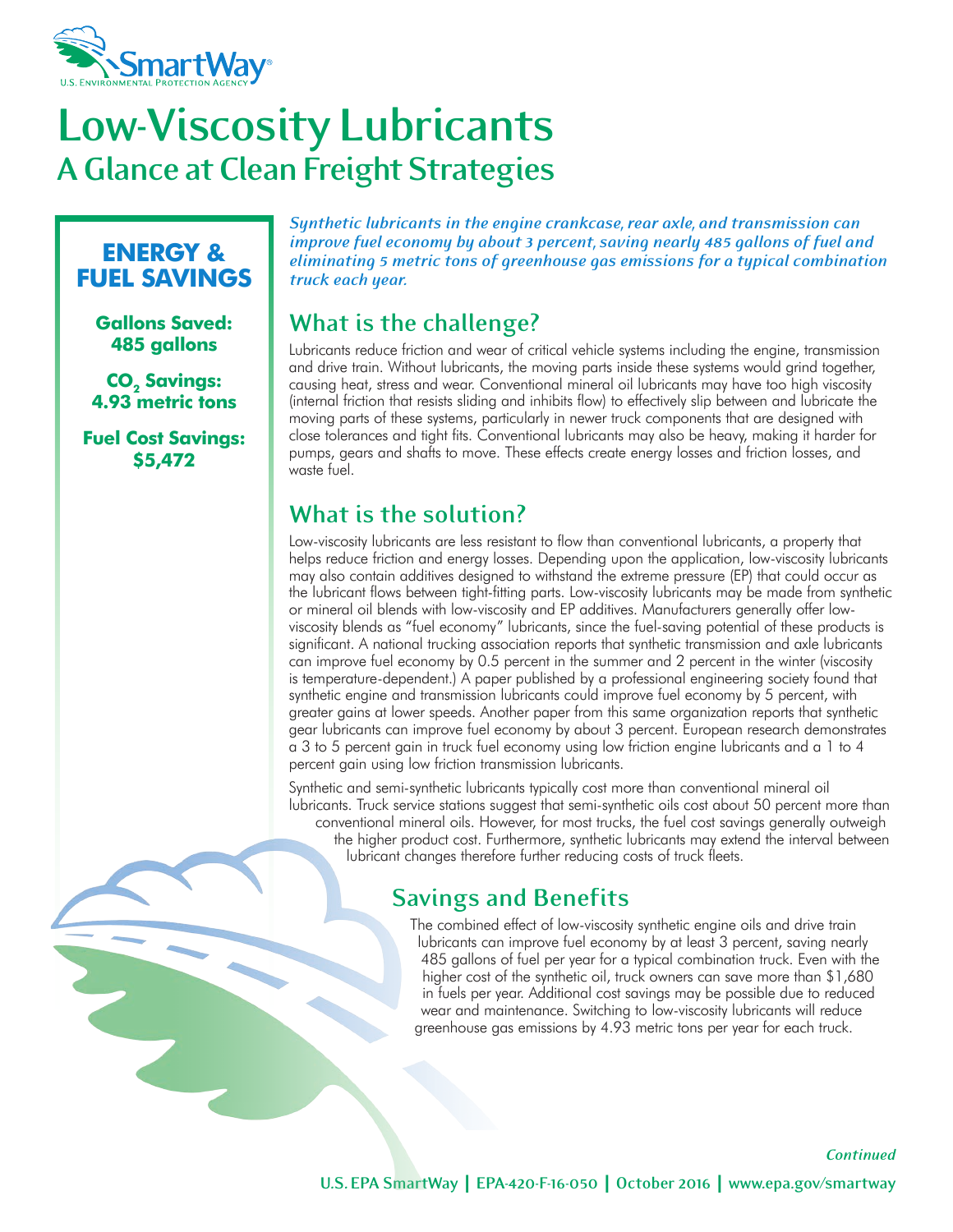# Low-Viscosity Lubricants

## A Glance at Clean Freight Strategies

**ENERGY & FUEL SAVINGS**

**Gallons Saved: 485 gallons**

**$CO_2$ Savings: 4.93 metric tons**

**Fuel Cost Savings: $5,472**

***Synthetic lubricants in the engine crankcase, rear axle, and transmission can improve fuel economy by about 3 percent, saving nearly 485 gallons of fuel and eliminating 5 metric tons of greenhouse gas emissions for a typical combination truck each year.***

## What is the challenge?

Lubricants reduce friction and wear of critical vehicle systems including the engine, transmission and drive train. Without lubricants, the moving parts inside these systems would grind together, causing heat, stress and wear. Conventional mineral oil lubricants may have too high viscosity (internal friction that resists sliding and inhibits flow) to effectively slip between and lubricate the moving parts of these systems, particularly in newer truck components that are designed with close tolerances and tight fits. Conventional lubricants may also be heavy, making it harder for pumps, gears and shafts to move. These effects create energy losses and friction losses, and waste fuel.

## What is the solution?

Low-viscosity lubricants are less resistant to flow than conventional lubricants, a property that helps reduce friction and energy losses. Depending upon the application, low-viscosity lubricants may also contain additives designed to withstand the extreme pressure (EP) that could occur as the lubricant flows between tight-fitting parts. Low-viscosity lubricants may be made from synthetic or mineral oil blends with low-viscosity and EP additives. Manufacturers generally offer low-viscosity blends as "fuel economy" lubricants, since the fuel-saving potential of these products is significant. A national trucking association reports that synthetic transmission and axle lubricants can improve fuel economy by 0.5 percent in the summer and 2 percent in the winter (viscosity is temperature-dependent.) A paper published by a professional engineering society found that synthetic engine and transmission lubricants could improve fuel economy by 5 percent, with greater gains at lower speeds. Another paper from this same organization reports that synthetic gear lubricants can improve fuel economy by about 3 percent. European research demonstrates a 3 to 5 percent gain in truck fuel economy using low friction engine lubricants and a 1 to 4 percent gain using low friction transmission lubricants.

Synthetic and semi-synthetic lubricants typically cost more than conventional mineral oil lubricants. Truck service stations suggest that semi-synthetic oils cost about 50 percent more than conventional mineral oils. However, for most trucks, the fuel cost savings generally outweigh the higher product cost. Furthermore, synthetic lubricants may extend the interval between lubricant changes therefore further reducing costs of truck fleets.

## Savings and Benefits

The combined effect of low-viscosity synthetic engine oils and drive train lubricants can improve fuel economy by at least 3 percent, saving nearly 485 gallons of fuel per year for a typical combination truck. Even with the higher cost of the synthetic oil, truck owners can save more than $1,680 in fuels per year. Additional cost savings may be possible due to reduced wear and maintenance. Switching to low-viscosity lubricants will reduce greenhouse gas emissions by 4.93 metric tons per year for each truck.

*Continued*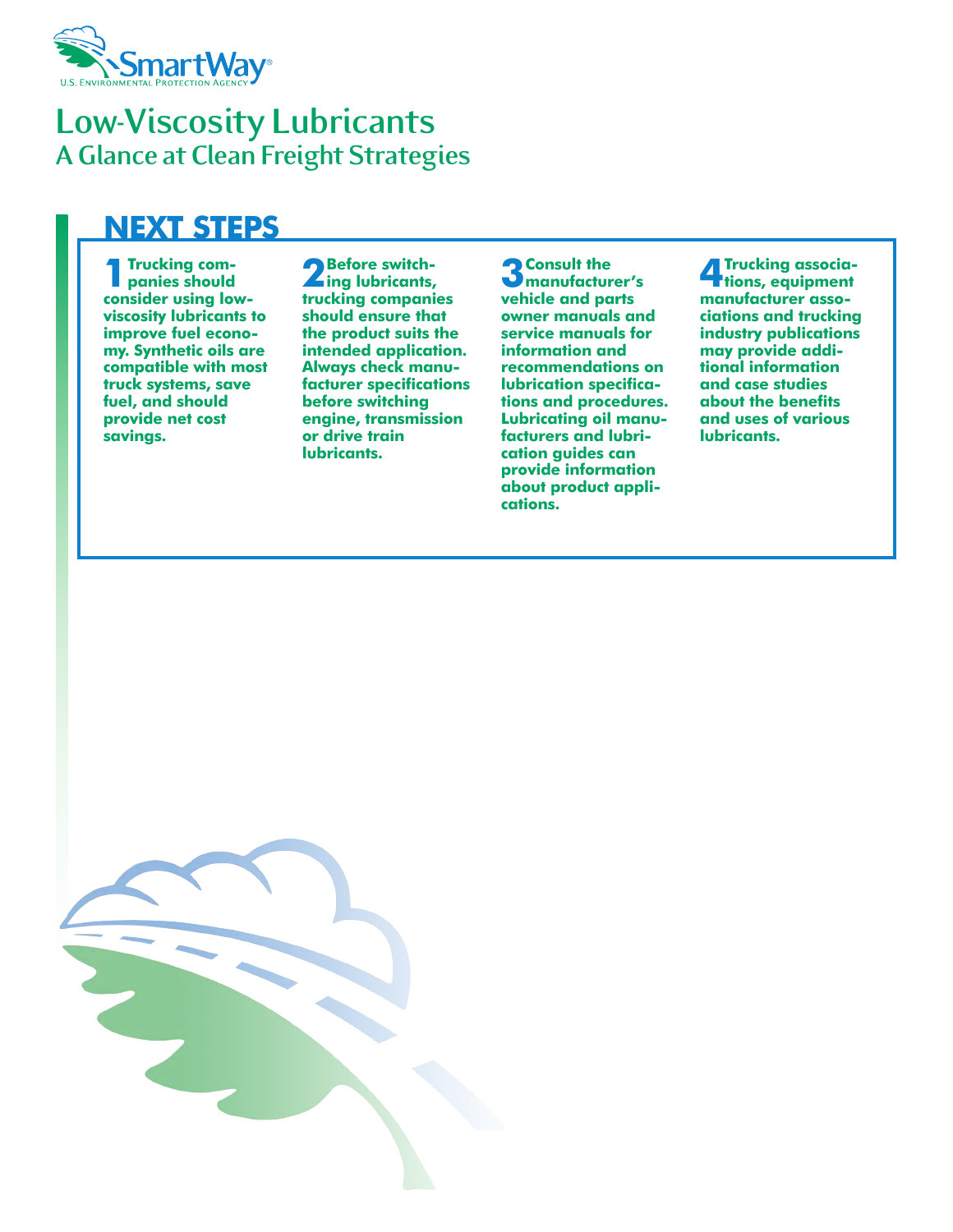# Low-Viscosity Lubricants

## A Glance at Clean Freight Strategies

## NEXT STEPS

1. Trucking companies should consider using low-viscosity lubricants to improve fuel economy. Synthetic oils are compatible with most truck systems, save fuel, and should provide net cost savings.

2. Before switching lubricants, trucking companies should ensure that the product suits the intended application. Always check manufacturer specifications before switching engine, transmission or drive train lubricants.

3. Consult the manufacturer's vehicle and parts owner manuals and service manuals for information and recommendations on lubrication specifications and procedures. Lubricating oil manufacturers and lubrication guides can provide information about product applications.

4. Trucking associations, equipment manufacturer associations and trucking industry publications may provide additional information and case studies about the benefits and uses of various lubricants.